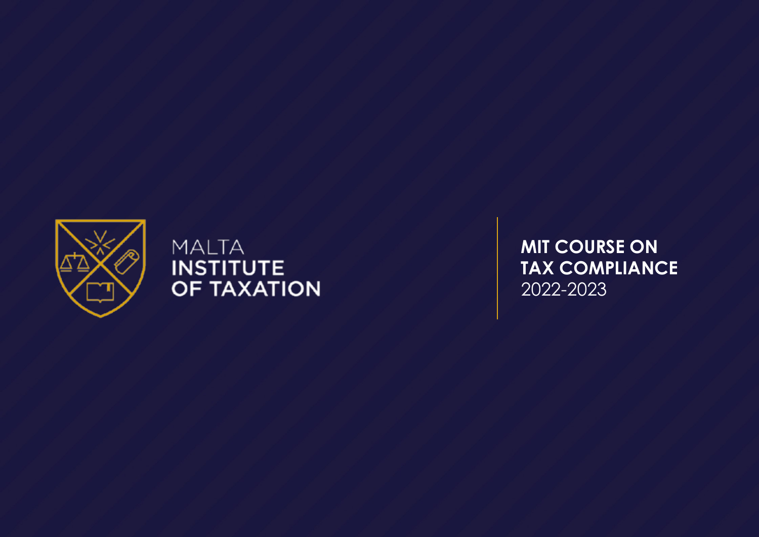MALTA
**INSTITUTE**
**OF TAXATION**

# MIT COURSE ON TAX COMPLIANCE
2022-2023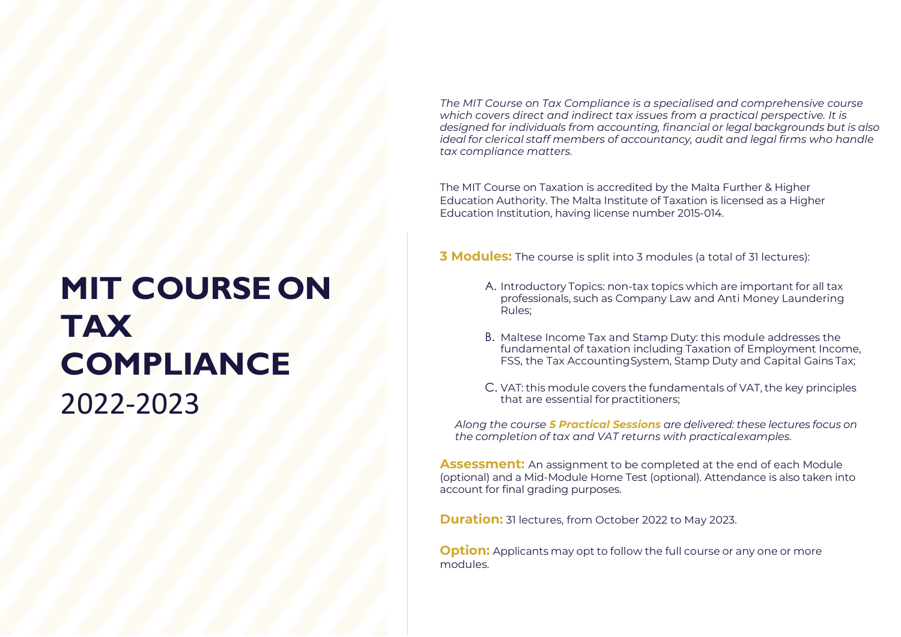# MIT COURSE ON TAX COMPLIANCE
2022-2023

*The MIT Course on Tax Compliance is a specialised and comprehensive course which covers direct and indirect tax issues from a practical perspective. It is designed for individuals from accounting, financial or legal backgrounds but is also ideal for clerical staff members of accountancy, audit and legal firms who handle tax compliance matters.*

The MIT Course on Taxation is accredited by the Malta Further & Higher Education Authority. The Malta Institute of Taxation is licensed as a Higher Education Institution, having license number 2015-014.

**3 Modules:** The course is split into 3 modules (a total of 31 lectures):

A. Introductory Topics: non-tax topics which are important for all tax professionals, such as Company Law and Anti Money Laundering Rules;

B. Maltese Income Tax and Stamp Duty: this module addresses the fundamental of taxation including Taxation of Employment Income, FSS, the Tax Accounting System, Stamp Duty and Capital Gains Tax;

C. VAT: this module covers the fundamentals of VAT, the key principles that are essential for practitioners;

*Along the course **5 Practical Sessions** are delivered: these lectures focus on the completion of tax and VAT returns with practical examples.*

**Assessment:** An assignment to be completed at the end of each Module (optional) and a Mid-Module Home Test (optional). Attendance is also taken into account for final grading purposes.

**Duration:** 31 lectures, from October 2022 to May 2023.

**Option:** Applicants may opt to follow the full course or any one or more modules.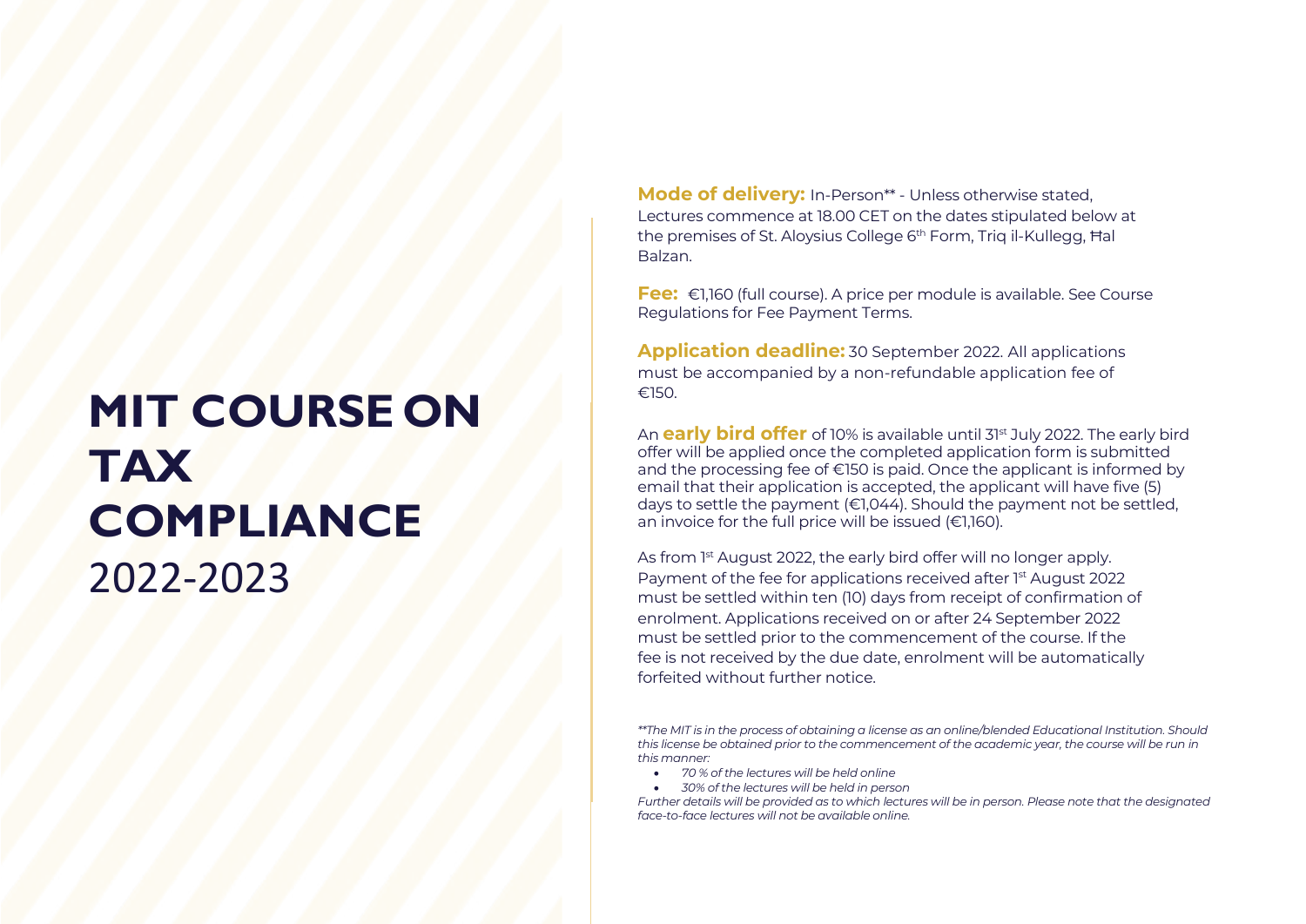# MIT COURSE ON TAX COMPLIANCE 2022-2023

**Mode of delivery:** In-Person** - Unless otherwise stated, Lectures commence at 18.00 CET on the dates stipulated below at the premises of St. Aloysius College 6th Form, Triq il-Kullegg, Ħal Balzan.

**Fee:** €1,160 (full course). A price per module is available. See Course Regulations for Fee Payment Terms.

**Application deadline:** 30 September 2022. All applications must be accompanied by a non-refundable application fee of €150.

An **early bird offer** of 10% is available until 31st July 2022. The early bird offer will be applied once the completed application form is submitted and the processing fee of €150 is paid. Once the applicant is informed by email that their application is accepted, the applicant will have five (5) days to settle the payment (€1,044). Should the payment not be settled, an invoice for the full price will be issued (€1,160).

As from 1st August 2022, the early bird offer will no longer apply. Payment of the fee for applications received after 1st August 2022 must be settled within ten (10) days from receipt of confirmation of enrolment. Applications received on or after 24 September 2022 must be settled prior to the commencement of the course. If the fee is not received by the due date, enrolment will be automatically forfeited without further notice.

*\*\*The MIT is in the process of obtaining a license as an online/blended Educational Institution. Should this license be obtained prior to the commencement of the academic year, the course will be run in this manner:*

- *70 % of the lectures will be held online*
- *30% of the lectures will be held in person*

*Further details will be provided as to which lectures will be in person. Please note that the designated face-to-face lectures will not be available online.*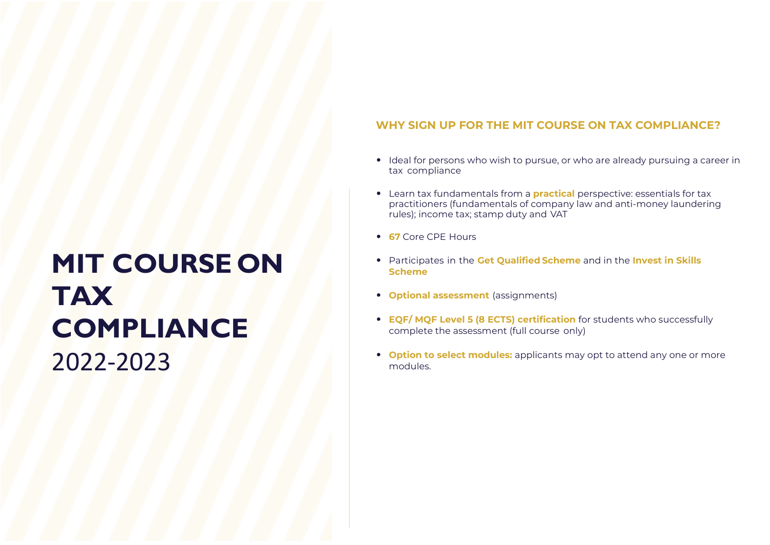# MIT COURSE ON TAX COMPLIANCE
2022-2023

## WHY SIGN UP FOR THE MIT COURSE ON TAX COMPLIANCE?

- Ideal for persons who wish to pursue, or who are already pursuing a career in tax compliance
- Learn tax fundamentals from a **practical** perspective: essentials for tax practitioners (fundamentals of company law and anti-money laundering rules); income tax; stamp duty and VAT
- **67** Core CPE Hours
- Participates in the **Get Qualified Scheme** and in the **Invest in Skills Scheme**
- **Optional assessment** (assignments)
- **EQF/ MQF Level 5 (8 ECTS) certification** for students who successfully complete the assessment (full course only)
- **Option to select modules:** applicants may opt to attend any one or more modules.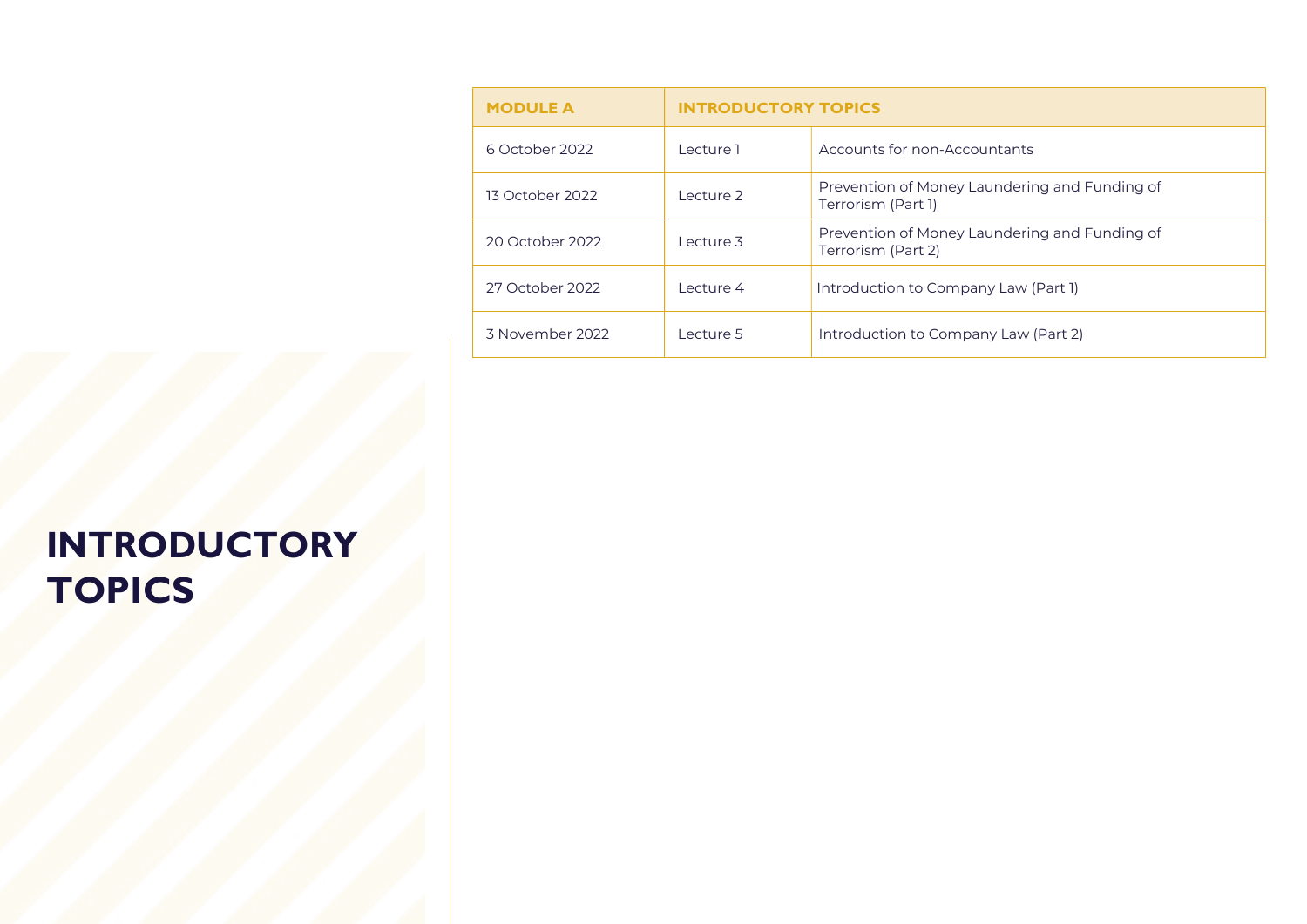# INTRODUCTORY TOPICS

| MODULE A | INTRODUCTORY TOPICS | |
|---|---|---|
| 6 October 2022 | Lecture 1 | Accounts for non-Accountants |
| 13 October 2022 | Lecture 2 | Prevention of Money Laundering and Funding of Terrorism (Part 1) |
| 20 October 2022 | Lecture 3 | Prevention of Money Laundering and Funding of Terrorism (Part 2) |
| 27 October 2022 | Lecture 4 | Introduction to Company Law (Part 1) |
| 3 November 2022 | Lecture 5 | Introduction to Company Law (Part 2) |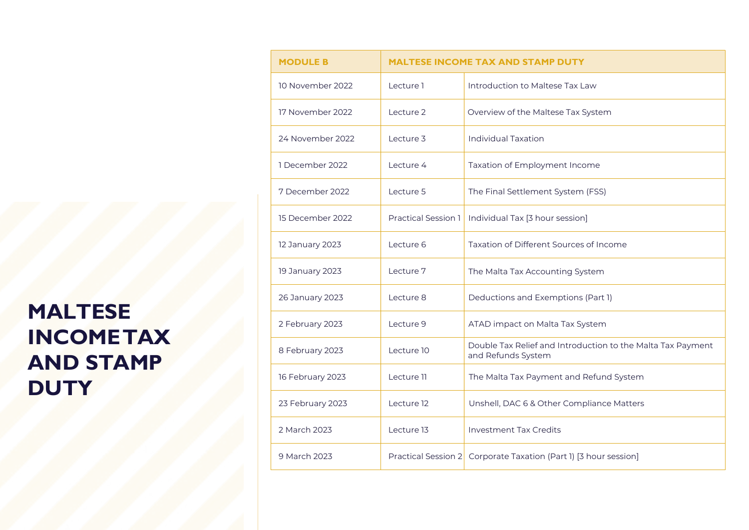# MALTESE INCOME TAX AND STAMP DUTY

| MODULE B | MALTESE INCOME TAX AND STAMP DUTY | |
|---|---|---|
| 10 November 2022 | Lecture 1 | Introduction to Maltese Tax Law |
| 17 November 2022 | Lecture 2 | Overview of the Maltese Tax System |
| 24 November 2022 | Lecture 3 | Individual Taxation |
| 1 December 2022 | Lecture 4 | Taxation of Employment Income |
| 7 December 2022 | Lecture 5 | The Final Settlement System (FSS) |
| 15 December 2022 | Practical Session 1 | Individual Tax [3 hour session] |
| 12 January 2023 | Lecture 6 | Taxation of Different Sources of Income |
| 19 January 2023 | Lecture 7 | The Malta Tax Accounting System |
| 26 January 2023 | Lecture 8 | Deductions and Exemptions (Part 1) |
| 2 February 2023 | Lecture 9 | ATAD impact on Malta Tax System |
| 8 February 2023 | Lecture 10 | Double Tax Relief and Introduction to the Malta Tax Payment and Refunds System |
| 16 February 2023 | Lecture 11 | The Malta Tax Payment and Refund System |
| 23 February 2023 | Lecture 12 | Unshell, DAC 6 & Other Compliance Matters |
| 2 March 2023 | Lecture 13 | Investment Tax Credits |
| 9 March 2023 | Practical Session 2 | Corporate Taxation (Part 1) [3 hour session] |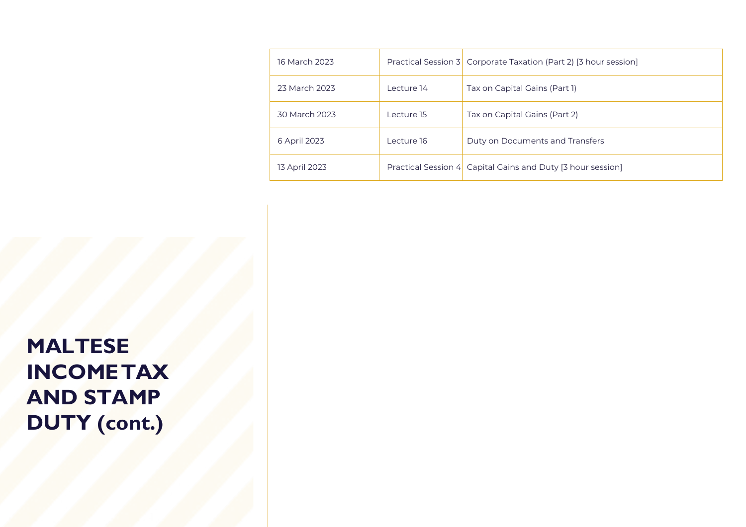# MALTESE INCOME TAX AND STAMP DUTY (cont.)

| | | |
|---|---|---|
| 16 March 2023 | Practical Session 3 | Corporate Taxation (Part 2) [3 hour session] |
| 23 March 2023 | Lecture 14 | Tax on Capital Gains (Part 1) |
| 30 March 2023 | Lecture 15 | Tax on Capital Gains (Part 2) |
| 6 April 2023 | Lecture 16 | Duty on Documents and Transfers |
| 13 April 2023 | Practical Session 4 | Capital Gains and Duty [3 hour session] |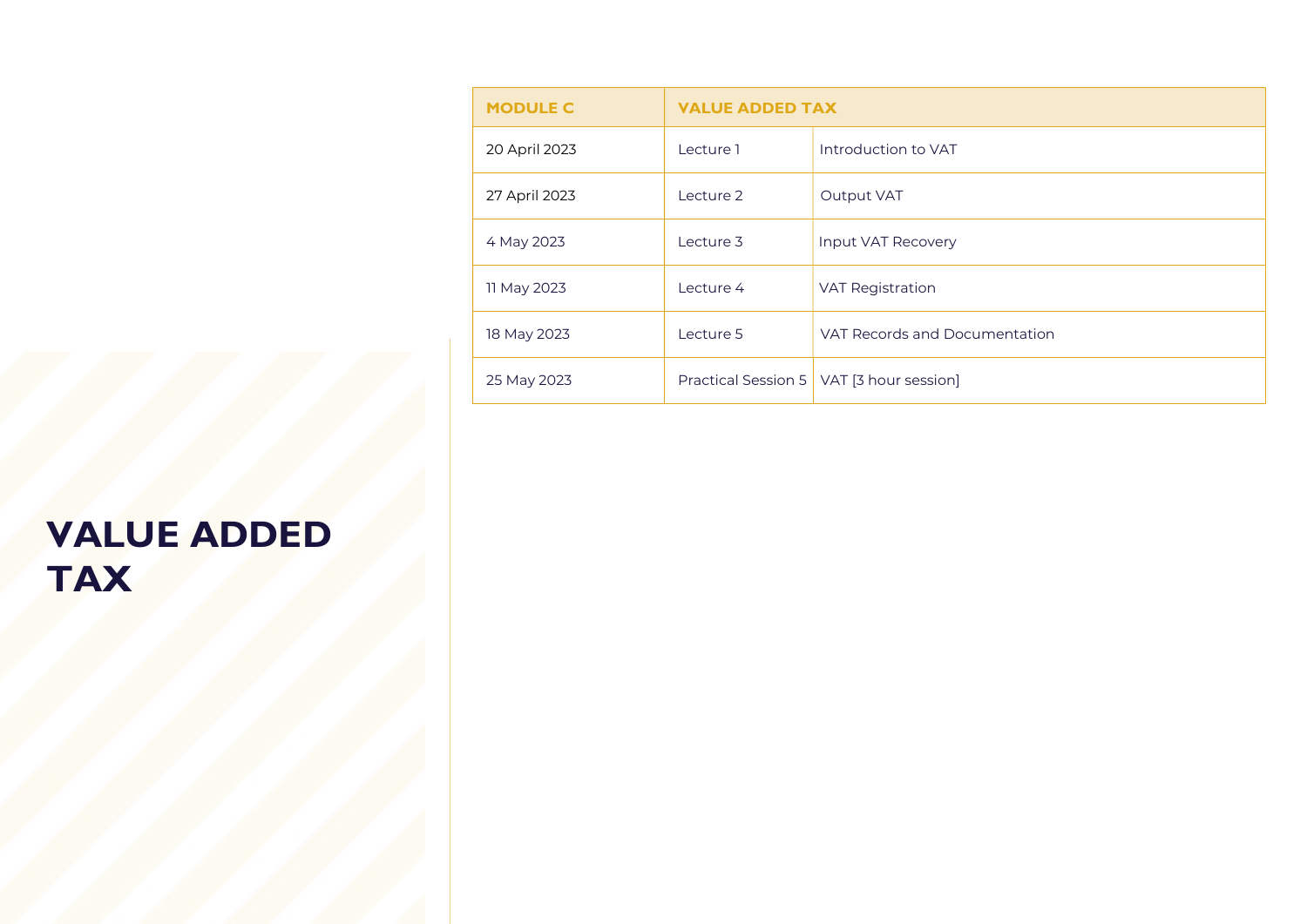# VALUE ADDED TAX

| MODULE C | VALUE ADDED TAX | |
|---|---|---|
| 20 April 2023 | Lecture 1 | Introduction to VAT |
| 27 April 2023 | Lecture 2 | Output VAT |
| 4 May 2023 | Lecture 3 | Input VAT Recovery |
| 11 May 2023 | Lecture 4 | VAT Registration |
| 18 May 2023 | Lecture 5 | VAT Records and Documentation |
| 25 May 2023 | Practical Session 5 | VAT [3 hour session] |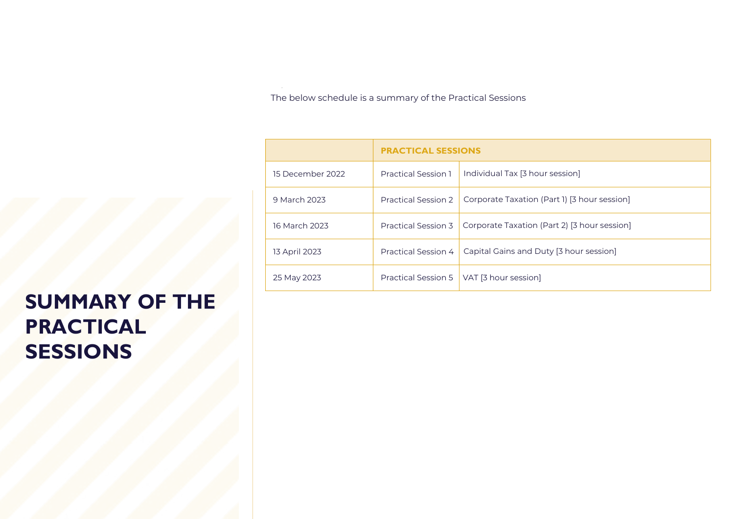# SUMMARY OF THE PRACTICAL SESSIONS

The below schedule is a summary of the Practical Sessions

| | **PRACTICAL SESSIONS** | |
|---|---|---|
| 15 December 2022 | Practical Session 1 | Individual Tax [3 hour session] |
| 9 March 2023 | Practical Session 2 | Corporate Taxation (Part 1) [3 hour session] |
| 16 March 2023 | Practical Session 3 | Corporate Taxation (Part 2) [3 hour session] |
| 13 April 2023 | Practical Session 4 | Capital Gains and Duty [3 hour session] |
| 25 May 2023 | Practical Session 5 | VAT [3 hour session] |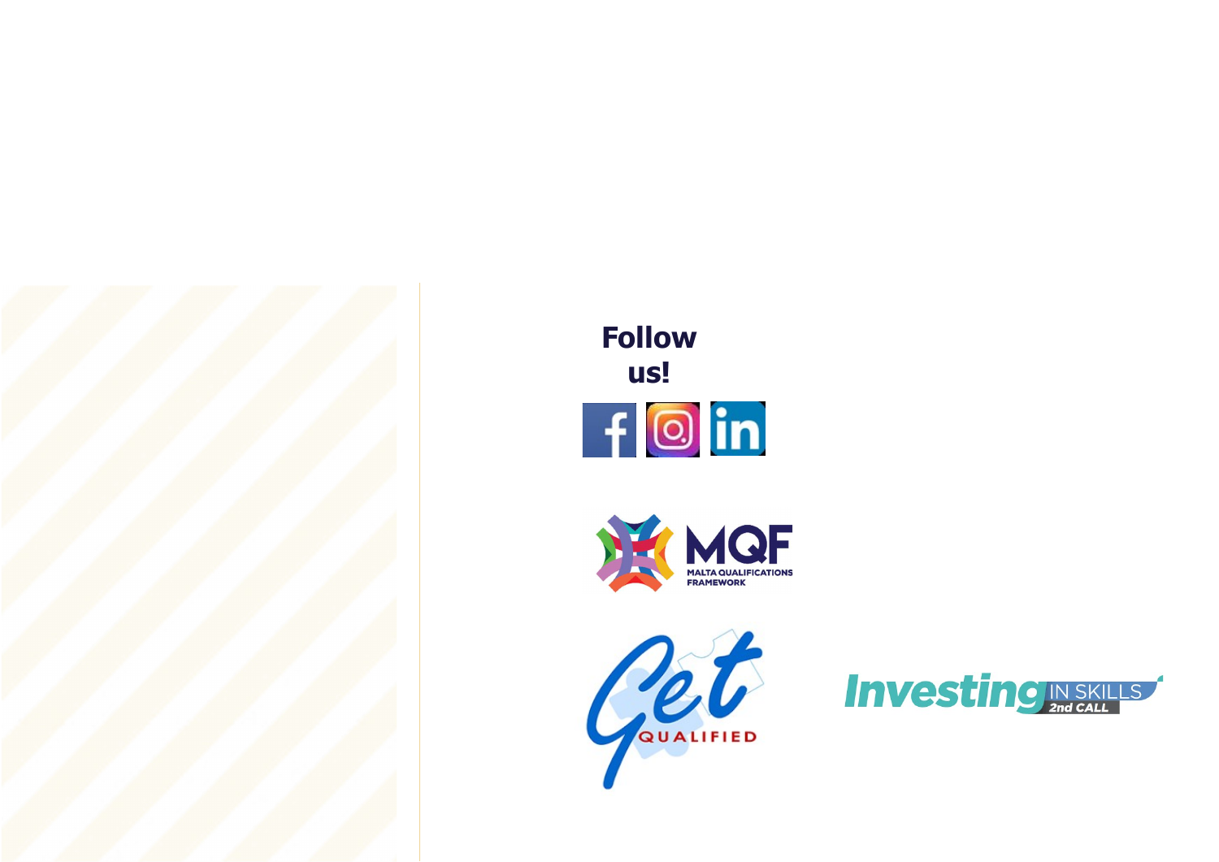**Follow us!**

MQF

MALTA QUALIFICATIONS FRAMEWORK

Get QUALIFIED

Investing IN SKILLS 2nd CALL